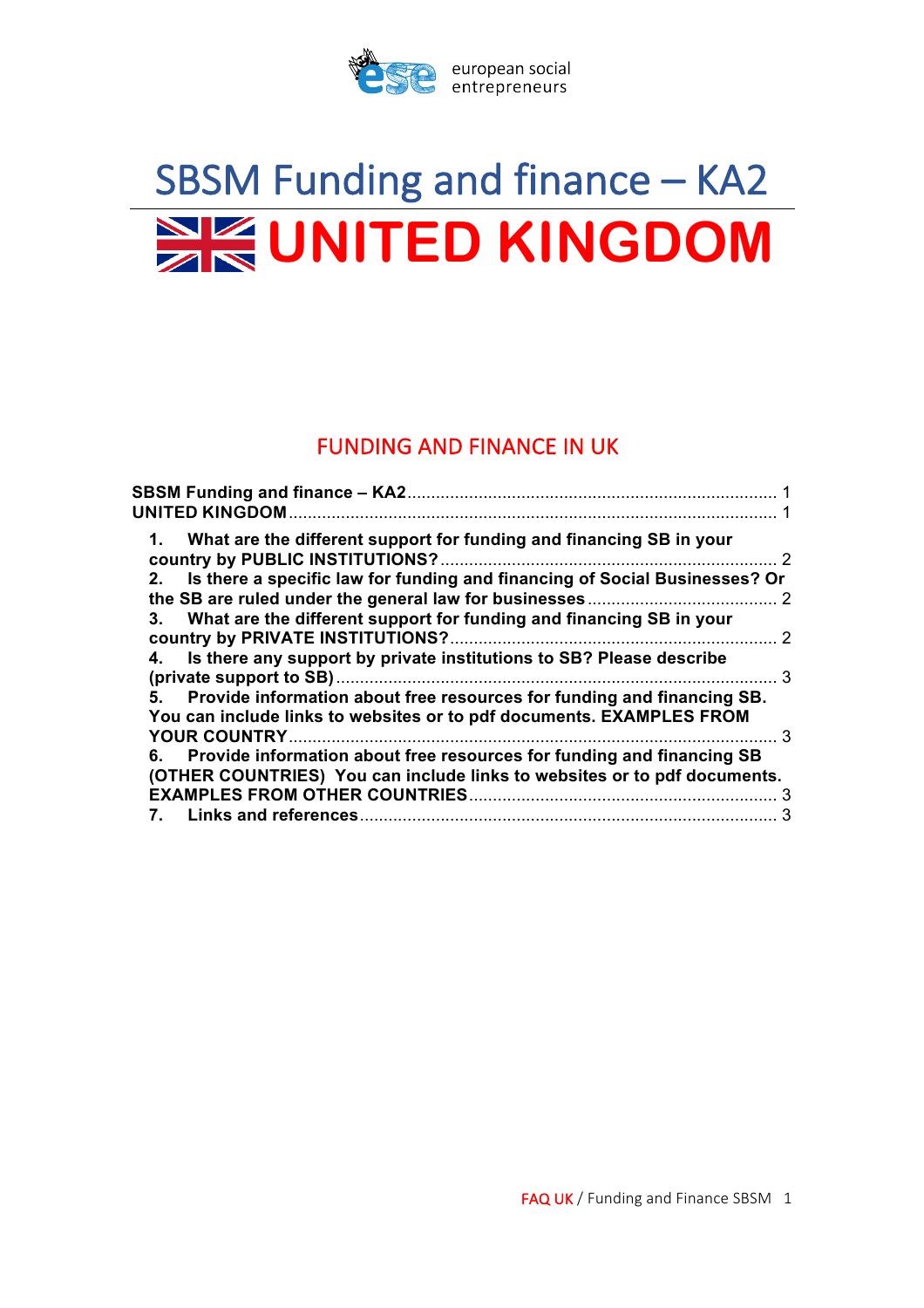european social entrepreneurs

# SBSM Funding and finance – KA2

# UNITED KINGDOM

## FUNDING AND FINANCE IN UK

**SBSM Funding and finance – KA2** ..... 1
**UNITED KINGDOM** ..... 1

1. **What are the different support for funding and financing SB in your country by PUBLIC INSTITUTIONS?** ..... 2
2. **Is there a specific law for funding and financing of Social Businesses? Or the SB are ruled under the general law for businesses** ..... 2
3. **What are the different support for funding and financing SB in your country by PRIVATE INSTITUTIONS?** ..... 2
4. **Is there any support by private institutions to SB? Please describe (private support to SB)** ..... 3
5. **Provide information about free resources for funding and financing SB. You can include links to websites or to pdf documents. EXAMPLES FROM YOUR COUNTRY** ..... 3
6. **Provide information about free resources for funding and financing SB (OTHER COUNTRIES) You can include links to websites or to pdf documents. EXAMPLES FROM OTHER COUNTRIES** ..... 3
7. **Links and references** ..... 3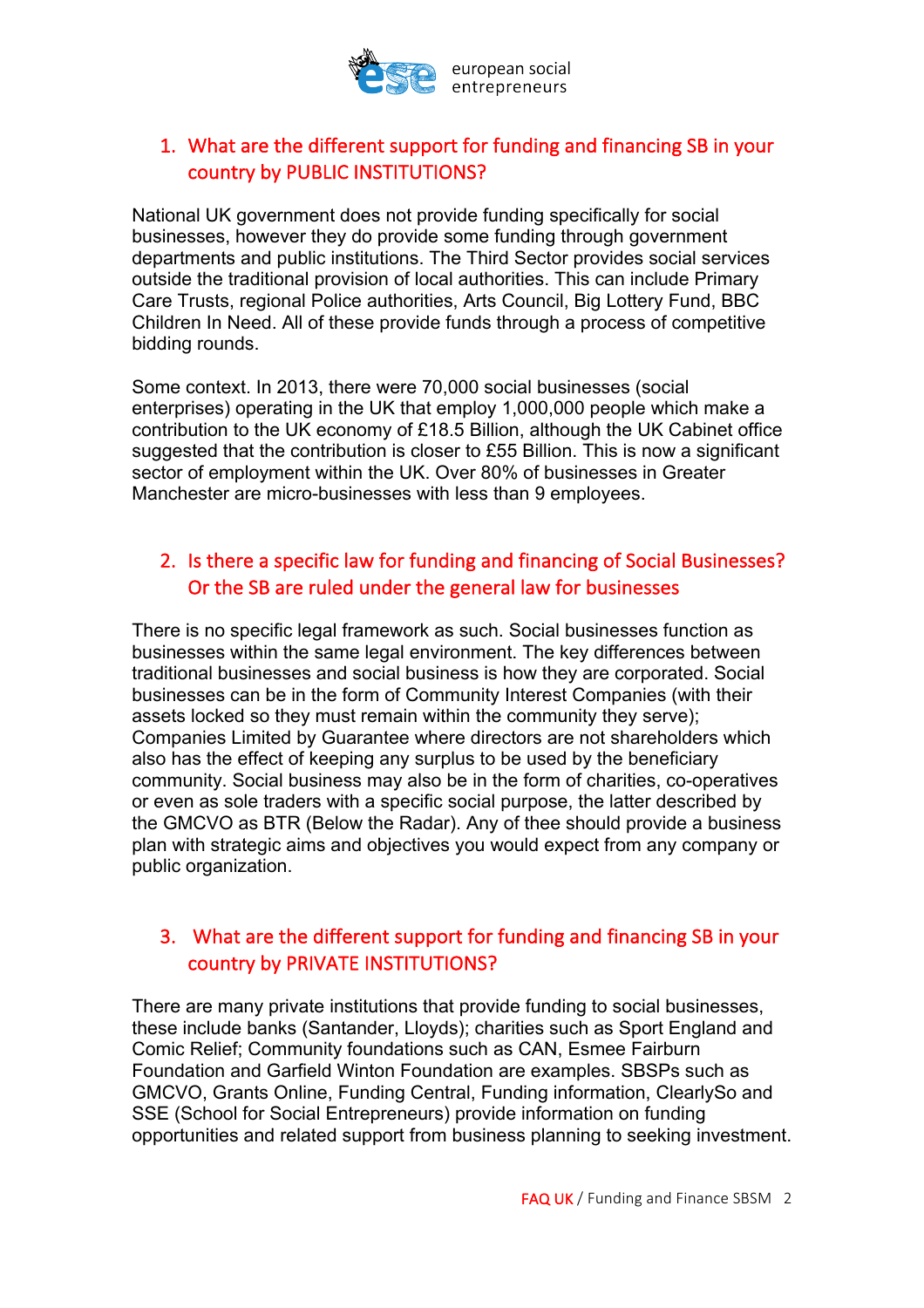1. What are the different support for funding and financing SB in your country by PUBLIC INSTITUTIONS?

National UK government does not provide funding specifically for social businesses, however they do provide some funding through government departments and public institutions. The Third Sector provides social services outside the traditional provision of local authorities. This can include Primary Care Trusts, regional Police authorities, Arts Council, Big Lottery Fund, BBC Children In Need. All of these provide funds through a process of competitive bidding rounds.

Some context. In 2013, there were 70,000 social businesses (social enterprises) operating in the UK that employ 1,000,000 people which make a contribution to the UK economy of £18.5 Billion, although the UK Cabinet office suggested that the contribution is closer to £55 Billion. This is now a significant sector of employment within the UK. Over 80% of businesses in Greater Manchester are micro-businesses with less than 9 employees.

2. Is there a specific law for funding and financing of Social Businesses? Or the SB are ruled under the general law for businesses

There is no specific legal framework as such. Social businesses function as businesses within the same legal environment. The key differences between traditional businesses and social business is how they are corporated. Social businesses can be in the form of Community Interest Companies (with their assets locked so they must remain within the community they serve); Companies Limited by Guarantee where directors are not shareholders which also has the effect of keeping any surplus to be used by the beneficiary community. Social business may also be in the form of charities, co-operatives or even as sole traders with a specific social purpose, the latter described by the GMCVO as BTR (Below the Radar). Any of thee should provide a business plan with strategic aims and objectives you would expect from any company or public organization.

3. What are the different support for funding and financing SB in your country by PRIVATE INSTITUTIONS?

There are many private institutions that provide funding to social businesses, these include banks (Santander, Lloyds); charities such as Sport England and Comic Relief; Community foundations such as CAN, Esmee Fairburn Foundation and Garfield Winton Foundation are examples. SBSPs such as GMCVO, Grants Online, Funding Central, Funding information, ClearlySo and SSE (School for Social Entrepreneurs) provide information on funding opportunities and related support from business planning to seeking investment.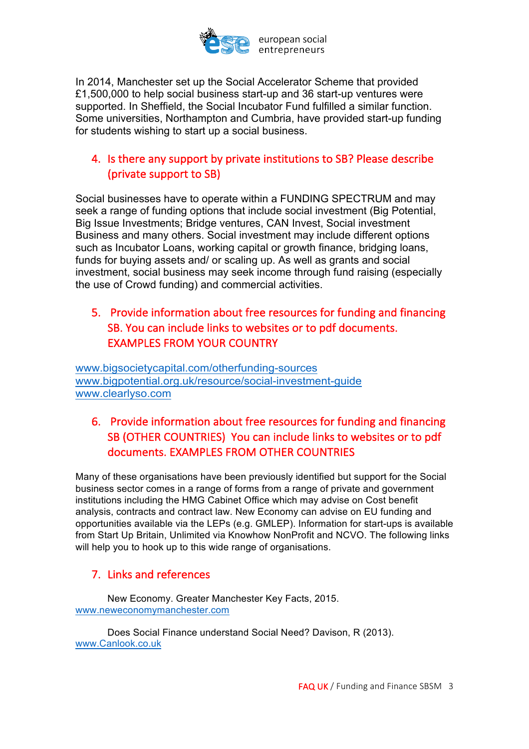In 2014, Manchester set up the Social Accelerator Scheme that provided £1,500,000 to help social business start-up and 36 start-up ventures were supported. In Sheffield, the Social Incubator Fund fulfilled a similar function. Some universities, Northampton and Cumbria, have provided start-up funding for students wishing to start up a social business.

## 4. Is there any support by private institutions to SB? Please describe (private support to SB)

Social businesses have to operate within a FUNDING SPECTRUM and may seek a range of funding options that include social investment (Big Potential, Big Issue Investments; Bridge ventures, CAN Invest, Social investment Business and many others. Social investment may include different options such as Incubator Loans, working capital or growth finance, bridging loans, funds for buying assets and/ or scaling up. As well as grants and social investment, social business may seek income through fund raising (especially the use of Crowd funding) and commercial activities.

## 5. Provide information about free resources for funding and financing SB. You can include links to websites or to pdf documents. EXAMPLES FROM YOUR COUNTRY

www.bigsocietycapital.com/otherfunding-sources
www.bigpotential.org.uk/resource/social-investment-guide
www.clearlyso.com

## 6. Provide information about free resources for funding and financing SB (OTHER COUNTRIES) You can include links to websites or to pdf documents. EXAMPLES FROM OTHER COUNTRIES

Many of these organisations have been previously identified but support for the Social business sector comes in a range of forms from a range of private and government institutions including the HMG Cabinet Office which may advise on Cost benefit analysis, contracts and contract law. New Economy can advise on EU funding and opportunities available via the LEPs (e.g. GMLEP). Information for start-ups is available from Start Up Britain, Unlimited via Knowhow NonProfit and NCVO. The following links will help you to hook up to this wide range of organisations.

## 7. Links and references

New Economy. Greater Manchester Key Facts, 2015.
www.neweconomymanchester.com

Does Social Finance understand Social Need? Davison, R (2013).
www.Canlook.co.uk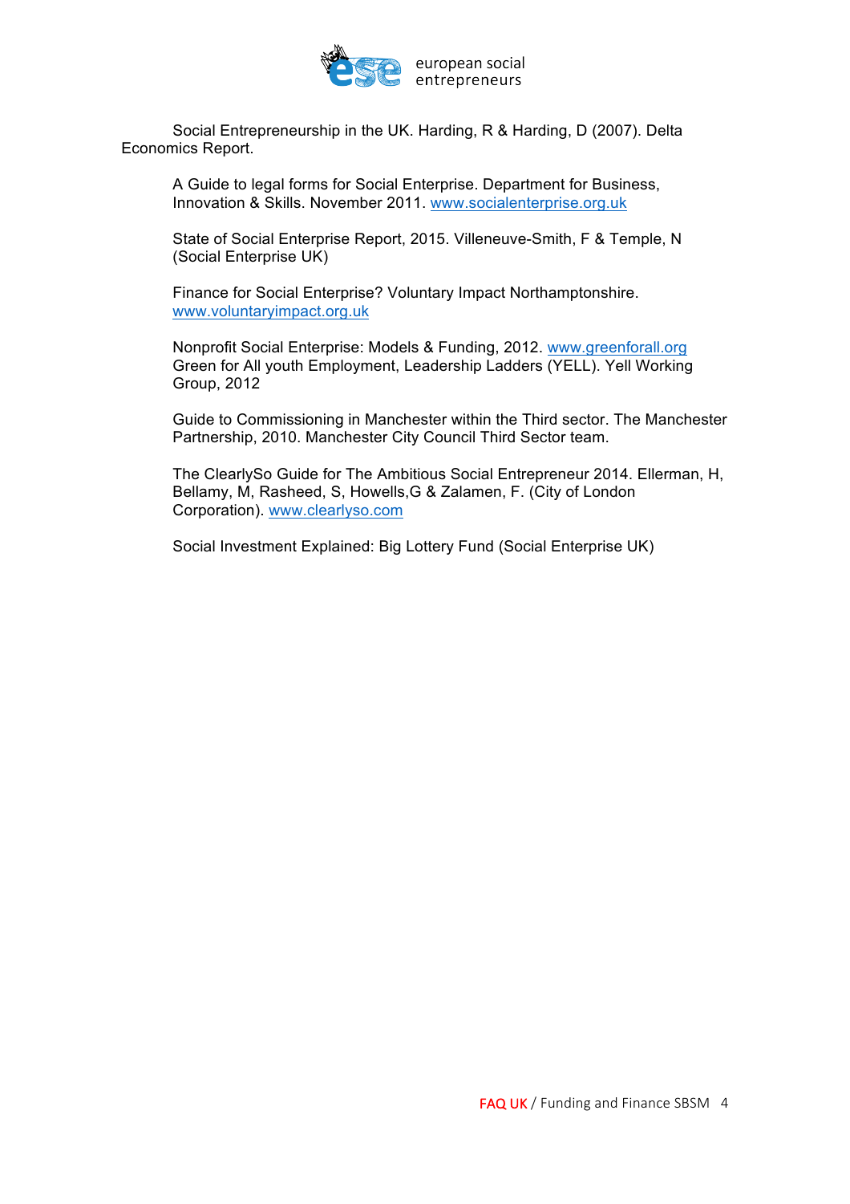Social Entrepreneurship in the UK. Harding, R & Harding, D (2007). Delta Economics Report.

A Guide to legal forms for Social Enterprise. Department for Business, Innovation & Skills. November 2011. www.socialenterprise.org.uk

State of Social Enterprise Report, 2015. Villeneuve-Smith, F & Temple, N (Social Enterprise UK)

Finance for Social Enterprise? Voluntary Impact Northamptonshire. www.voluntaryimpact.org.uk

Nonprofit Social Enterprise: Models & Funding, 2012. www.greenforall.org Green for All youth Employment, Leadership Ladders (YELL). Yell Working Group, 2012

Guide to Commissioning in Manchester within the Third sector. The Manchester Partnership, 2010. Manchester City Council Third Sector team.

The ClearlySo Guide for The Ambitious Social Entrepreneur 2014. Ellerman, H, Bellamy, M, Rasheed, S, Howells,G & Zalamen, F. (City of London Corporation). www.clearlyso.com

Social Investment Explained: Big Lottery Fund (Social Enterprise UK)